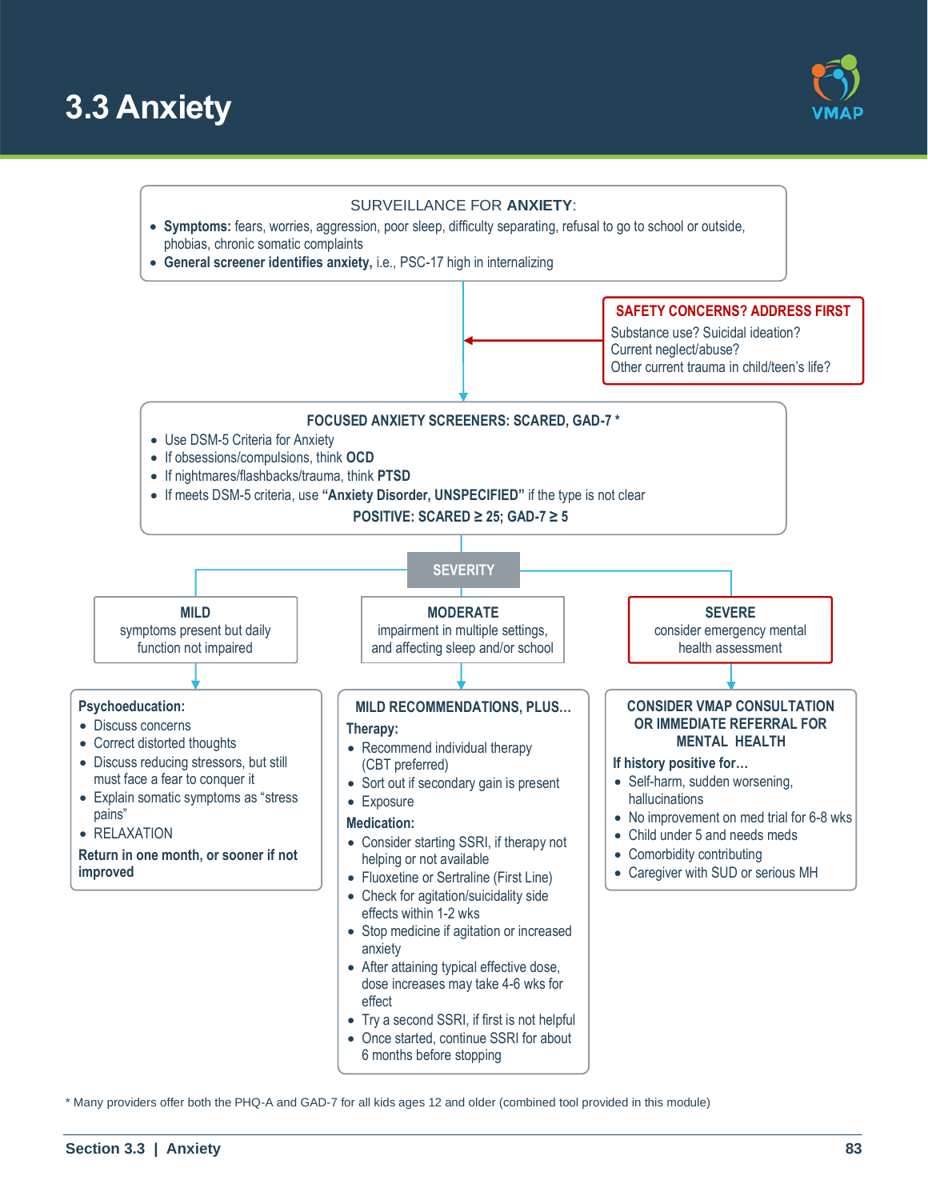# 3.3 Anxiety

VMAP

**SURVEILLANCE FOR ANXIETY:**

- **Symptoms:** fears, worries, aggression, poor sleep, difficulty separating, refusal to go to school or outside, phobias, chronic somatic complaints
- **General screener identifies anxiety,** i.e., PSC-17 high in internalizing

**SAFETY CONCERNS? ADDRESS FIRST**

Substance use? Suicidal ideation?
Current neglect/abuse?
Other current trauma in child/teen's life?

**FOCUSED ANXIETY SCREENERS: SCARED, GAD-7 ***

- Use DSM-5 Criteria for Anxiety
- If obsessions/compulsions, think **OCD**
- If nightmares/flashbacks/trauma, think **PTSD**
- If meets DSM-5 criteria, use **"Anxiety Disorder, UNSPECIFIED"** if the type is not clear

**POSITIVE: SCARED ≥ 25; GAD-7 ≥ 5**

**SEVERITY**

**MILD**
symptoms present but daily function not impaired

**Psychoeducation:**

- Discuss concerns
- Correct distorted thoughts
- Discuss reducing stressors, but still must face a fear to conquer it
- Explain somatic symptoms as "stress pains"
- RELAXATION

**Return in one month, or sooner if not improved**

**MODERATE**
impairment in multiple settings, and affecting sleep and/or school

**MILD RECOMMENDATIONS, PLUS…**

**Therapy:**

- Recommend individual therapy (CBT preferred)
- Sort out if secondary gain is present
- Exposure

**Medication:**

- Consider starting SSRI, if therapy not helping or not available
- Fluoxetine or Sertraline (First Line)
- Check for agitation/suicidality side effects within 1-2 wks
- Stop medicine if agitation or increased anxiety
- After attaining typical effective dose, dose increases may take 4-6 wks for effect
- Try a second SSRI, if first is not helpful
- Once started, continue SSRI for about 6 months before stopping

**SEVERE**
consider emergency mental health assessment

**CONSIDER VMAP CONSULTATION OR IMMEDIATE REFERRAL FOR MENTAL HEALTH**

**If history positive for…**

- Self-harm, sudden worsening, hallucinations
- No improvement on med trial for 6-8 wks
- Child under 5 and needs meds
- Comorbidity contributing
- Caregiver with SUD or serious MH

* Many providers offer both the PHQ-A and GAD-7 for all kids ages 12 and older (combined tool provided in this module)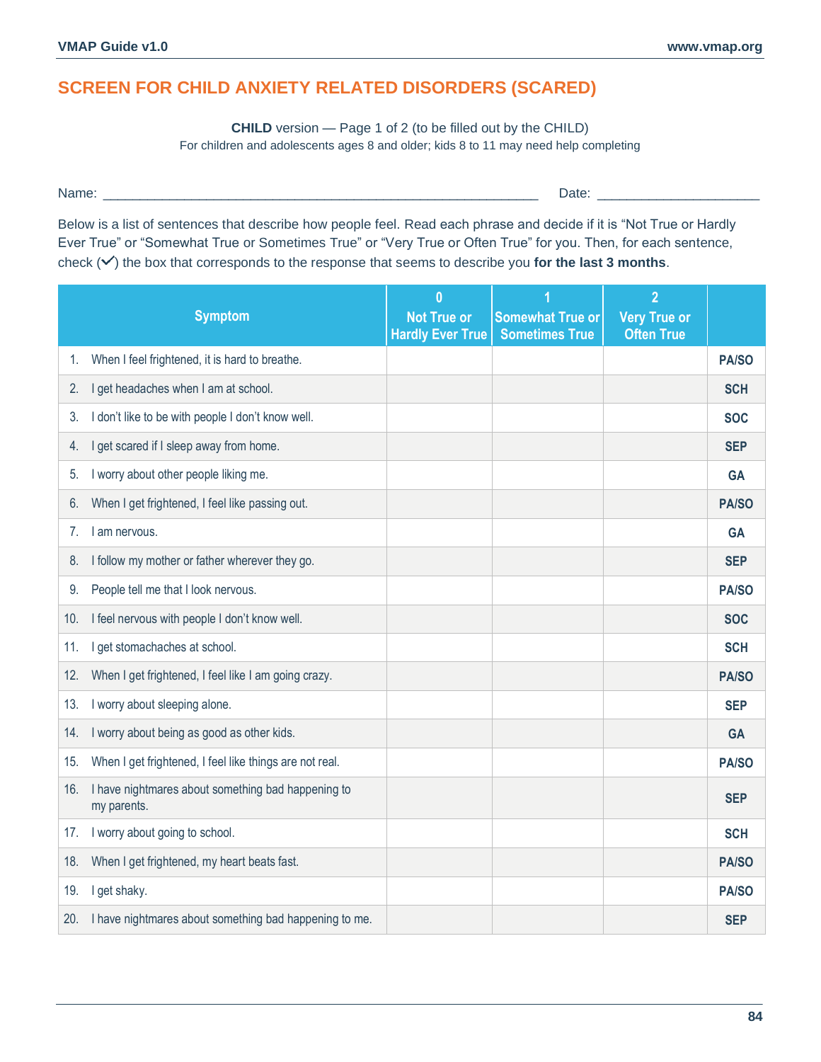# SCREEN FOR CHILD ANXIETY RELATED DISORDERS (SCARED)

**CHILD** version — Page 1 of 2 (to be filled out by the CHILD)
For children and adolescents ages 8 and older; kids 8 to 11 may need help completing

Name: ____________________________________________ Date: ____________________

Below is a list of sentences that describe how people feel. Read each phrase and decide if it is "Not True or Hardly Ever True" or "Somewhat True or Sometimes True" or "Very True or Often True" for you. Then, for each sentence, check (✓) the box that corresponds to the response that seems to describe you **for the last 3 months**.

| Symptom | 0 Not True or Hardly Ever True | 1 Somewhat True or Sometimes True | 2 Very True or Often True | |
|---|---|---|---|---|
| 1. When I feel frightened, it is hard to breathe. | | | | **PA/SO** |
| 2. I get headaches when I am at school. | | | | **SCH** |
| 3. I don't like to be with people I don't know well. | | | | **SOC** |
| 4. I get scared if I sleep away from home. | | | | **SEP** |
| 5. I worry about other people liking me. | | | | **GA** |
| 6. When I get frightened, I feel like passing out. | | | | **PA/SO** |
| 7. I am nervous. | | | | **GA** |
| 8. I follow my mother or father wherever they go. | | | | **SEP** |
| 9. People tell me that I look nervous. | | | | **PA/SO** |
| 10. I feel nervous with people I don't know well. | | | | **SOC** |
| 11. I get stomachaches at school. | | | | **SCH** |
| 12. When I get frightened, I feel like I am going crazy. | | | | **PA/SO** |
| 13. I worry about sleeping alone. | | | | **SEP** |
| 14. I worry about being as good as other kids. | | | | **GA** |
| 15. When I get frightened, I feel like things are not real. | | | | **PA/SO** |
| 16. I have nightmares about something bad happening to my parents. | | | | **SEP** |
| 17. I worry about going to school. | | | | **SCH** |
| 18. When I get frightened, my heart beats fast. | | | | **PA/SO** |
| 19. I get shaky. | | | | **PA/SO** |
| 20. I have nightmares about something bad happening to me. | | | | **SEP** |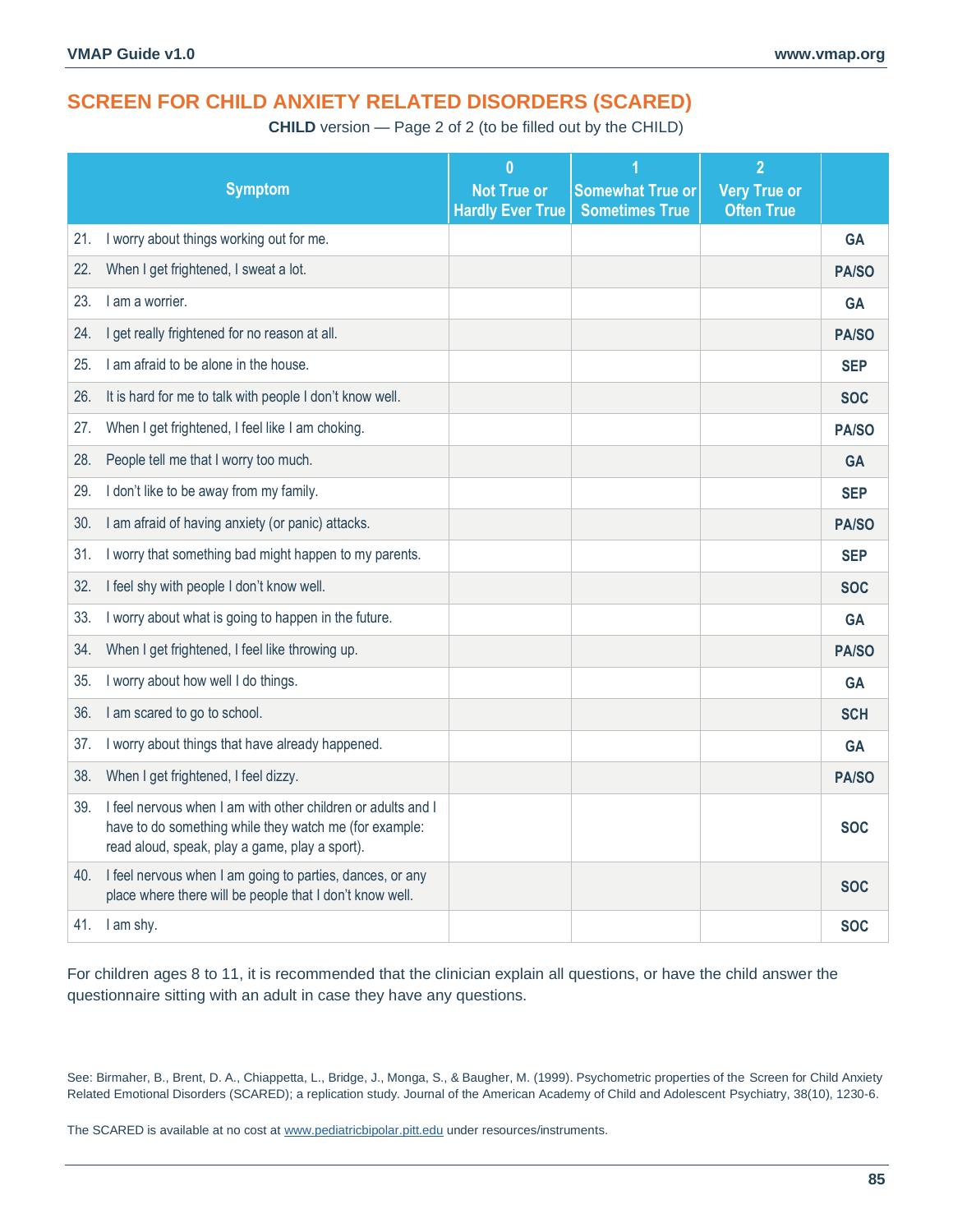# SCREEN FOR CHILD ANXIETY RELATED DISORDERS (SCARED)

**CHILD** version — Page 2 of 2 (to be filled out by the CHILD)

| Symptom | 0 Not True or Hardly Ever True | 1 Somewhat True or Sometimes True | 2 Very True or Often True | |
|---|---|---|---|---|
| 21. I worry about things working out for me. | | | | **GA** |
| 22. When I get frightened, I sweat a lot. | | | | **PA/SO** |
| 23. I am a worrier. | | | | **GA** |
| 24. I get really frightened for no reason at all. | | | | **PA/SO** |
| 25. I am afraid to be alone in the house. | | | | **SEP** |
| 26. It is hard for me to talk with people I don't know well. | | | | **SOC** |
| 27. When I get frightened, I feel like I am choking. | | | | **PA/SO** |
| 28. People tell me that I worry too much. | | | | **GA** |
| 29. I don't like to be away from my family. | | | | **SEP** |
| 30. I am afraid of having anxiety (or panic) attacks. | | | | **PA/SO** |
| 31. I worry that something bad might happen to my parents. | | | | **SEP** |
| 32. I feel shy with people I don't know well. | | | | **SOC** |
| 33. I worry about what is going to happen in the future. | | | | **GA** |
| 34. When I get frightened, I feel like throwing up. | | | | **PA/SO** |
| 35. I worry about how well I do things. | | | | **GA** |
| 36. I am scared to go to school. | | | | **SCH** |
| 37. I worry about things that have already happened. | | | | **GA** |
| 38. When I get frightened, I feel dizzy. | | | | **PA/SO** |
| 39. I feel nervous when I am with other children or adults and I have to do something while they watch me (for example: read aloud, speak, play a game, play a sport). | | | | **SOC** |
| 40. I feel nervous when I am going to parties, dances, or any place where there will be people that I don't know well. | | | | **SOC** |
| 41. I am shy. | | | | **SOC** |

For children ages 8 to 11, it is recommended that the clinician explain all questions, or have the child answer the questionnaire sitting with an adult in case they have any questions.

See: Birmaher, B., Brent, D. A., Chiappetta, L., Bridge, J., Monga, S., & Baugher, M. (1999). Psychometric properties of the Screen for Child Anxiety Related Emotional Disorders (SCARED); a replication study. Journal of the American Academy of Child and Adolescent Psychiatry, 38(10), 1230-6.

The SCARED is available at no cost at www.pediatricbipolar.pitt.edu under resources/instruments.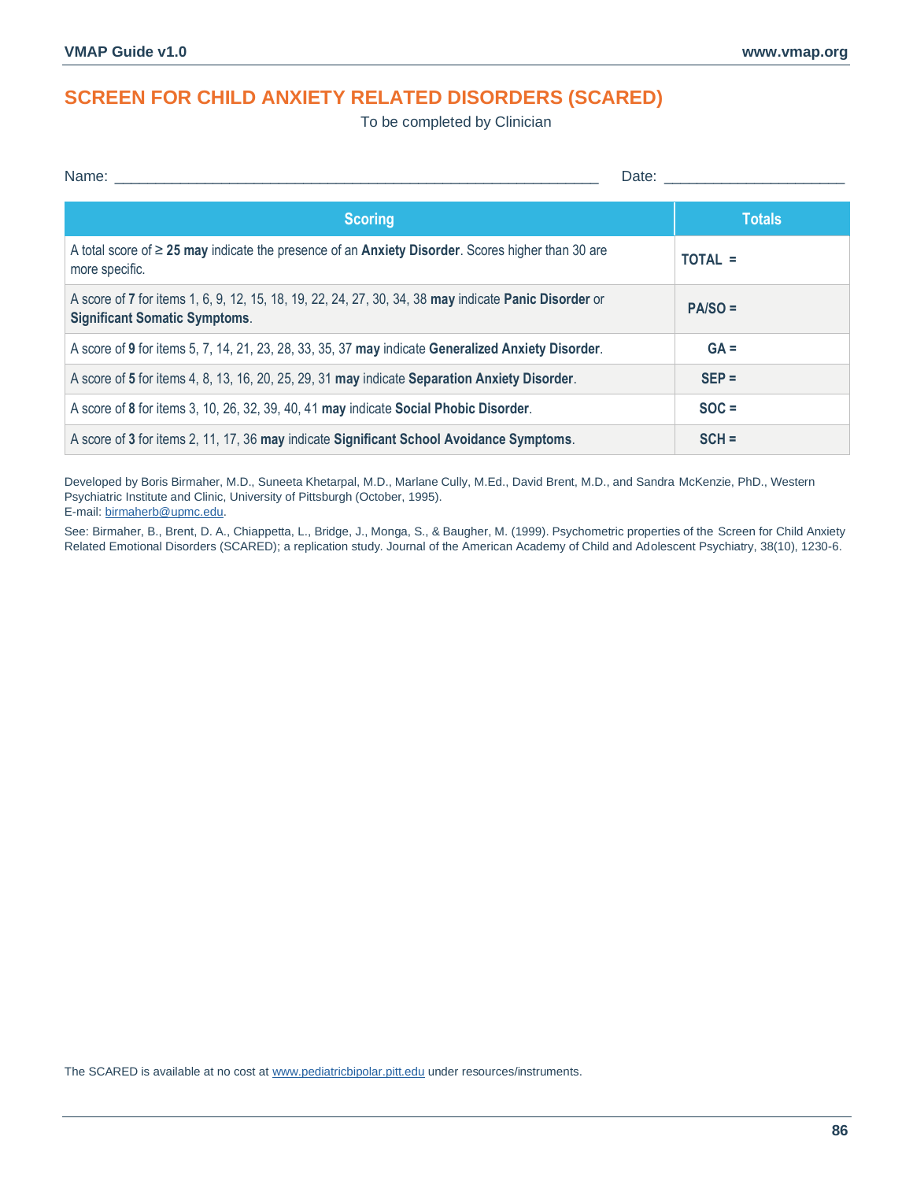# SCREEN FOR CHILD ANXIETY RELATED DISORDERS (SCARED)

To be completed by Clinician

Name: ____________________________________________________________ Date: ____________________

| Scoring | Totals |
|---|---|
| A total score of ≥ **25 may** indicate the presence of an **Anxiety Disorder**. Scores higher than 30 are more specific. | **TOTAL =** |
| A score of **7** for items 1, 6, 9, 12, 15, 18, 19, 22, 24, 27, 30, 34, 38 **may** indicate **Panic Disorder** or **Significant Somatic Symptoms**. | **PA/SO =** |
| A score of **9** for items 5, 7, 14, 21, 23, 28, 33, 35, 37 **may** indicate **Generalized Anxiety Disorder**. | **GA =** |
| A score of **5** for items 4, 8, 13, 16, 20, 25, 29, 31 **may** indicate **Separation Anxiety Disorder**. | **SEP =** |
| A score of **8** for items 3, 10, 26, 32, 39, 40, 41 **may** indicate **Social Phobic Disorder**. | **SOC =** |
| A score of **3** for items 2, 11, 17, 36 **may** indicate **Significant School Avoidance Symptoms**. | **SCH =** |

Developed by Boris Birmaher, M.D., Suneeta Khetarpal, M.D., Marlane Cully, M.Ed., David Brent, M.D., and Sandra McKenzie, PhD., Western Psychiatric Institute and Clinic, University of Pittsburgh (October, 1995).
E-mail: birmaherb@upmc.edu.

See: Birmaher, B., Brent, D. A., Chiappetta, L., Bridge, J., Monga, S., & Baugher, M. (1999). Psychometric properties of the Screen for Child Anxiety Related Emotional Disorders (SCARED); a replication study. Journal of the American Academy of Child and Adolescent Psychiatry, 38(10), 1230-6.

The SCARED is available at no cost at www.pediatricbipolar.pitt.edu under resources/instruments.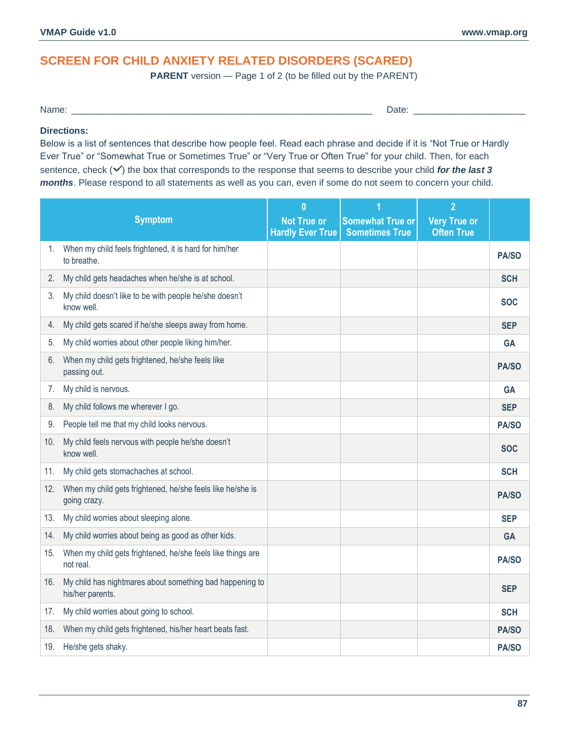# SCREEN FOR CHILD ANXIETY RELATED DISORDERS (SCARED)

**PARENT** version — Page 1 of 2 (to be filled out by the PARENT)

Name: ____________________________________________________________ Date: _____________________

**Directions:**

Below is a list of sentences that describe how people feel. Read each phrase and decide if it is "Not True or Hardly Ever True" or "Somewhat True or Sometimes True" or "Very True or Often True" for your child. Then, for each sentence, check (✓) the box that corresponds to the response that seems to describe your child ***for the last 3 months***. Please respond to all statements as well as you can, even if some do not seem to concern your child.

| Symptom | 0 Not True or Hardly Ever True | 1 Somewhat True or Sometimes True | 2 Very True or Often True | |
|---|---|---|---|---|
| 1. When my child feels frightened, it is hard for him/her to breathe. | | | | **PA/SO** |
| 2. My child gets headaches when he/she is at school. | | | | **SCH** |
| 3. My child doesn't like to be with people he/she doesn't know well. | | | | **SOC** |
| 4. My child gets scared if he/she sleeps away from home. | | | | **SEP** |
| 5. My child worries about other people liking him/her. | | | | **GA** |
| 6. When my child gets frightened, he/she feels like passing out. | | | | **PA/SO** |
| 7. My child is nervous. | | | | **GA** |
| 8. My child follows me wherever I go. | | | | **SEP** |
| 9. People tell me that my child looks nervous. | | | | **PA/SO** |
| 10. My child feels nervous with people he/she doesn't know well. | | | | **SOC** |
| 11. My child gets stomachaches at school. | | | | **SCH** |
| 12. When my child gets frightened, he/she feels like he/she is going crazy. | | | | **PA/SO** |
| 13. My child worries about sleeping alone. | | | | **SEP** |
| 14. My child worries about being as good as other kids. | | | | **GA** |
| 15. When my child gets frightened, he/she feels like things are not real. | | | | **PA/SO** |
| 16. My child has nightmares about something bad happening to his/her parents. | | | | **SEP** |
| 17. My child worries about going to school. | | | | **SCH** |
| 18. When my child gets frightened, his/her heart beats fast. | | | | **PA/SO** |
| 19. He/she gets shaky. | | | | **PA/SO** |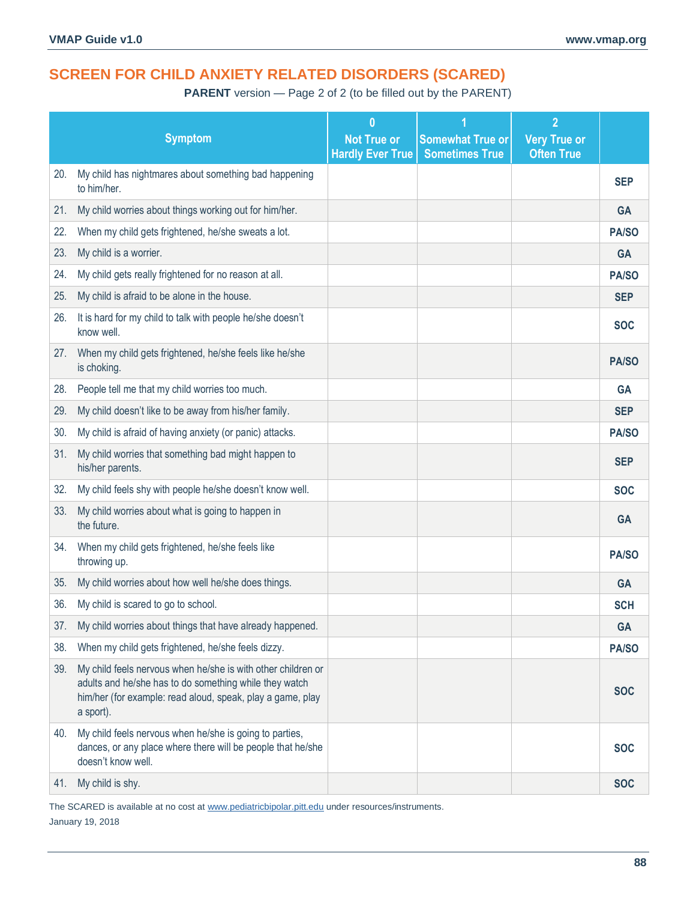# SCREEN FOR CHILD ANXIETY RELATED DISORDERS (SCARED)

**PARENT** version — Page 2 of 2 (to be filled out by the PARENT)

| Symptom | 0 Not True or Hardly Ever True | 1 Somewhat True or Sometimes True | 2 Very True or Often True | |
|---|---|---|---|---|
| 20. My child has nightmares about something bad happening to him/her. | | | | **SEP** |
| 21. My child worries about things working out for him/her. | | | | **GA** |
| 22. When my child gets frightened, he/she sweats a lot. | | | | **PA/SO** |
| 23. My child is a worrier. | | | | **GA** |
| 24. My child gets really frightened for no reason at all. | | | | **PA/SO** |
| 25. My child is afraid to be alone in the house. | | | | **SEP** |
| 26. It is hard for my child to talk with people he/she doesn't know well. | | | | **SOC** |
| 27. When my child gets frightened, he/she feels like he/she is choking. | | | | **PA/SO** |
| 28. People tell me that my child worries too much. | | | | **GA** |
| 29. My child doesn't like to be away from his/her family. | | | | **SEP** |
| 30. My child is afraid of having anxiety (or panic) attacks. | | | | **PA/SO** |
| 31. My child worries that something bad might happen to his/her parents. | | | | **SEP** |
| 32. My child feels shy with people he/she doesn't know well. | | | | **SOC** |
| 33. My child worries about what is going to happen in the future. | | | | **GA** |
| 34. When my child gets frightened, he/she feels like throwing up. | | | | **PA/SO** |
| 35. My child worries about how well he/she does things. | | | | **GA** |
| 36. My child is scared to go to school. | | | | **SCH** |
| 37. My child worries about things that have already happened. | | | | **GA** |
| 38. When my child gets frightened, he/she feels dizzy. | | | | **PA/SO** |
| 39. My child feels nervous when he/she is with other children or adults and he/she has to do something while they watch him/her (for example: read aloud, speak, play a game, play a sport). | | | | **SOC** |
| 40. My child feels nervous when he/she is going to parties, dances, or any place where there will be people that he/she doesn't know well. | | | | **SOC** |
| 41. My child is shy. | | | | **SOC** |

The SCARED is available at no cost at www.pediatricbipolar.pitt.edu under resources/instruments.

January 19, 2018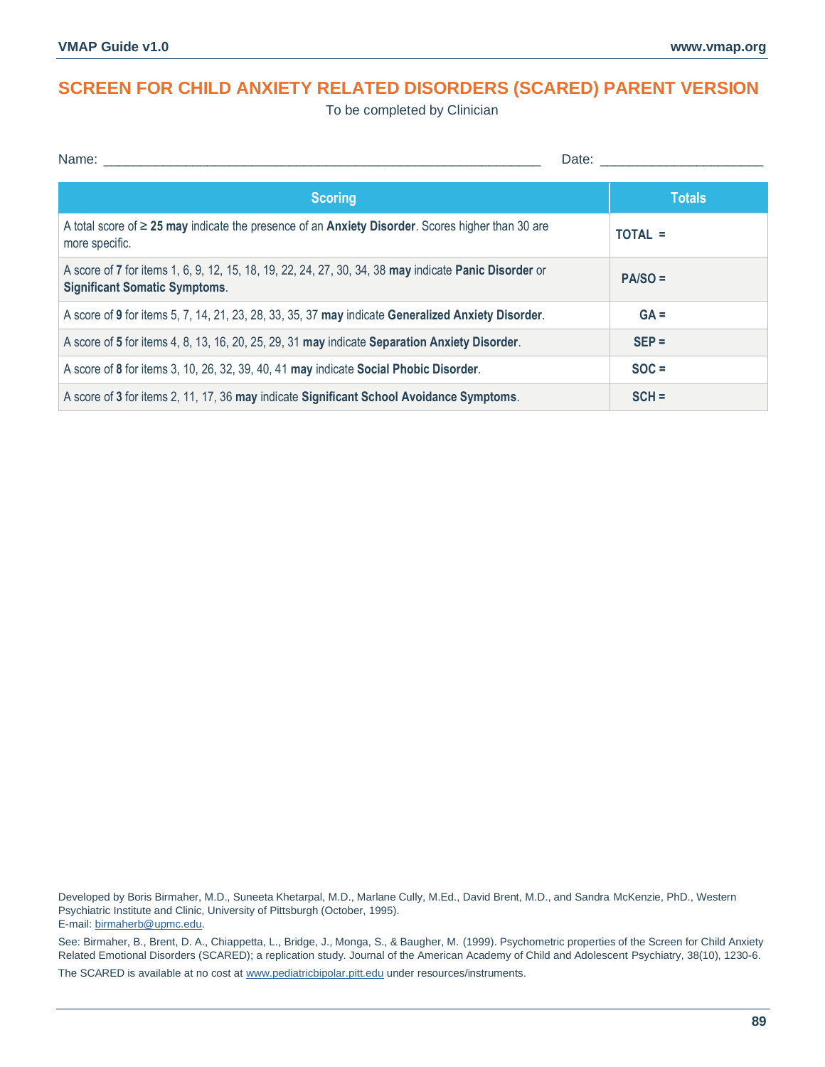# SCREEN FOR CHILD ANXIETY RELATED DISORDERS (SCARED) PARENT VERSION

To be completed by Clinician

Name: ___________________________________________________________ Date: _____________________

| Scoring | Totals |
|---|---|
| A total score of ≥ **25 may** indicate the presence of an **Anxiety Disorder**. Scores higher than 30 are more specific. | **TOTAL =** |
| A score of **7** for items 1, 6, 9, 12, 15, 18, 19, 22, 24, 27, 30, 34, 38 **may** indicate **Panic Disorder** or **Significant Somatic Symptoms**. | **PA/SO =** |
| A score of **9** for items 5, 7, 14, 21, 23, 28, 33, 35, 37 **may** indicate **Generalized Anxiety Disorder**. | **GA =** |
| A score of **5** for items 4, 8, 13, 16, 20, 25, 29, 31 **may** indicate **Separation Anxiety Disorder**. | **SEP =** |
| A score of **8** for items 3, 10, 26, 32, 39, 40, 41 **may** indicate **Social Phobic Disorder**. | **SOC =** |
| A score of **3** for items 2, 11, 17, 36 **may** indicate **Significant School Avoidance Symptoms**. | **SCH =** |

Developed by Boris Birmaher, M.D., Suneeta Khetarpal, M.D., Marlane Cully, M.Ed., David Brent, M.D., and Sandra McKenzie, PhD., Western Psychiatric Institute and Clinic, University of Pittsburgh (October, 1995).
E-mail: birmaherb@upmc.edu.

See: Birmaher, B., Brent, D. A., Chiappetta, L., Bridge, J., Monga, S., & Baugher, M. (1999). Psychometric properties of the Screen for Child Anxiety Related Emotional Disorders (SCARED); a replication study. Journal of the American Academy of Child and Adolescent Psychiatry, 38(10), 1230-6.

The SCARED is available at no cost at www.pediatricbipolar.pitt.edu under resources/instruments.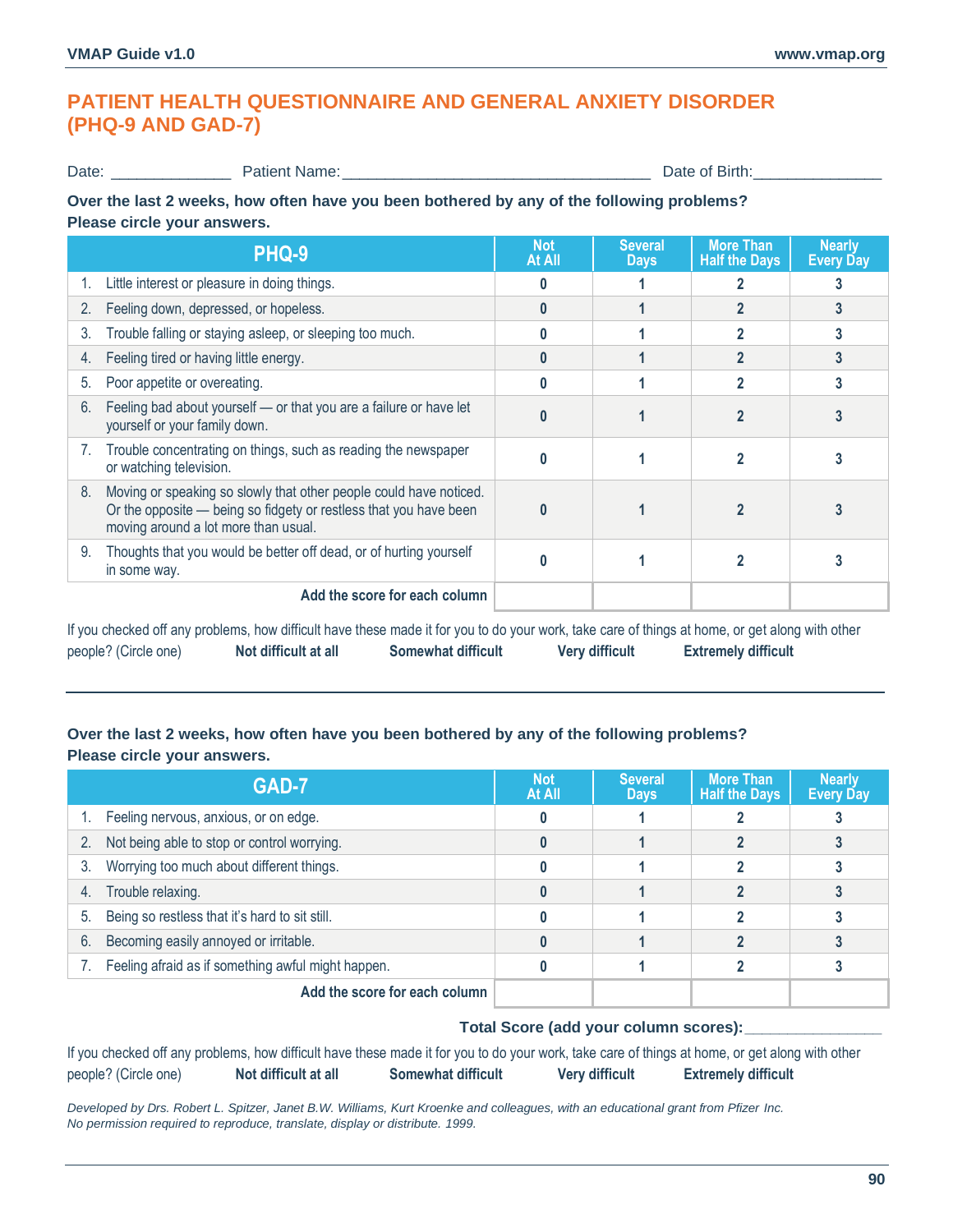# PATIENT HEALTH QUESTIONNAIRE AND GENERAL ANXIETY DISORDER (PHQ-9 AND GAD-7)

Date: _____________ Patient Name:__________________________________ Date of Birth:______________

**Over the last 2 weeks, how often have you been bothered by any of the following problems? Please circle your answers.**

| PHQ-9 | Not At All | Several Days | More Than Half the Days | Nearly Every Day |
|---|---|---|---|---|
| 1. Little interest or pleasure in doing things. | 0 | 1 | 2 | 3 |
| 2. Feeling down, depressed, or hopeless. | 0 | 1 | 2 | 3 |
| 3. Trouble falling or staying asleep, or sleeping too much. | 0 | 1 | 2 | 3 |
| 4. Feeling tired or having little energy. | 0 | 1 | 2 | 3 |
| 5. Poor appetite or overeating. | 0 | 1 | 2 | 3 |
| 6. Feeling bad about yourself — or that you are a failure or have let yourself or your family down. | 0 | 1 | 2 | 3 |
| 7. Trouble concentrating on things, such as reading the newspaper or watching television. | 0 | 1 | 2 | 3 |
| 8. Moving or speaking so slowly that other people could have noticed. Or the opposite — being so fidgety or restless that you have been moving around a lot more than usual. | 0 | 1 | 2 | 3 |
| 9. Thoughts that you would be better off dead, or of hurting yourself in some way. | 0 | 1 | 2 | 3 |
| **Add the score for each column** | | | | |

If you checked off any problems, how difficult have these made it for you to do your work, take care of things at home, or get along with other people? (Circle one) **Not difficult at all** **Somewhat difficult** **Very difficult** **Extremely difficult**

---

**Over the last 2 weeks, how often have you been bothered by any of the following problems? Please circle your answers.**

| GAD-7 | Not At All | Several Days | More Than Half the Days | Nearly Every Day |
|---|---|---|---|---|
| 1. Feeling nervous, anxious, or on edge. | 0 | 1 | 2 | 3 |
| 2. Not being able to stop or control worrying. | 0 | 1 | 2 | 3 |
| 3. Worrying too much about different things. | 0 | 1 | 2 | 3 |
| 4. Trouble relaxing. | 0 | 1 | 2 | 3 |
| 5. Being so restless that it's hard to sit still. | 0 | 1 | 2 | 3 |
| 6. Becoming easily annoyed or irritable. | 0 | 1 | 2 | 3 |
| 7. Feeling afraid as if something awful might happen. | 0 | 1 | 2 | 3 |
| **Add the score for each column** | | | | |

**Total Score (add your column scores):**_______________

If you checked off any problems, how difficult have these made it for you to do your work, take care of things at home, or get along with other people? (Circle one) **Not difficult at all** **Somewhat difficult** **Very difficult** **Extremely difficult**

*Developed by Drs. Robert L. Spitzer, Janet B.W. Williams, Kurt Kroenke and colleagues, with an educational grant from Pfizer Inc. No permission required to reproduce, translate, display or distribute. 1999.*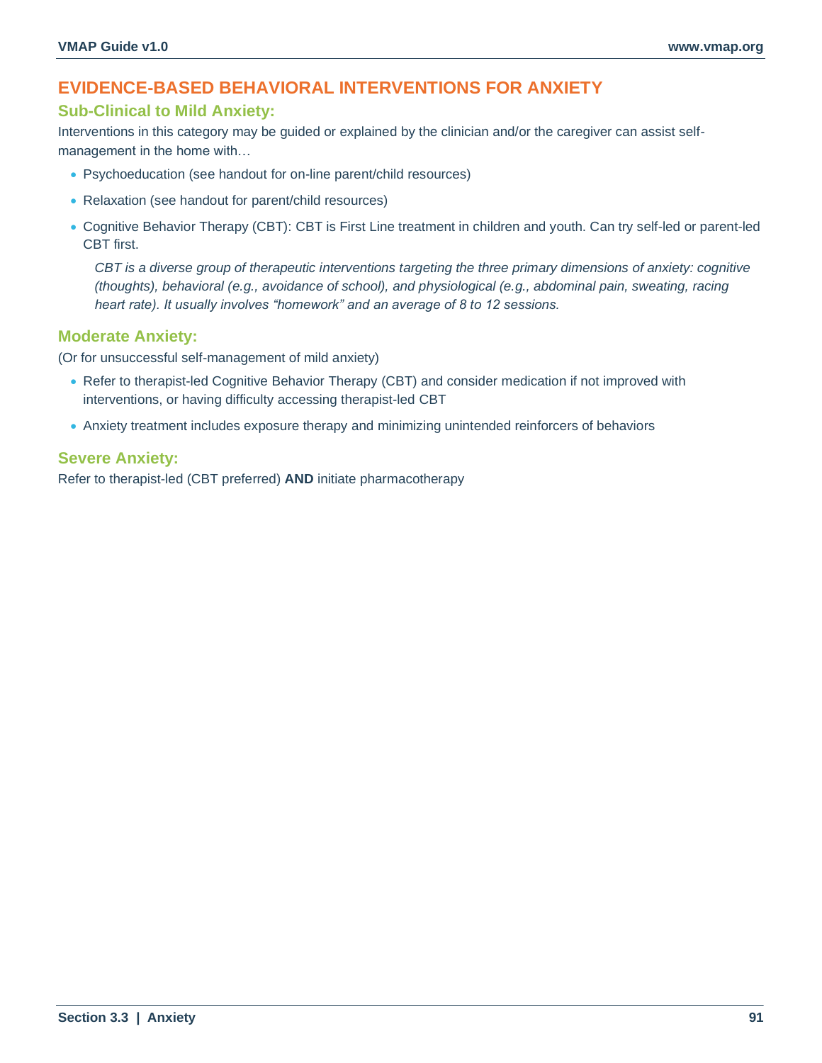# EVIDENCE-BASED BEHAVIORAL INTERVENTIONS FOR ANXIETY

## Sub-Clinical to Mild Anxiety:

Interventions in this category may be guided or explained by the clinician and/or the caregiver can assist self-management in the home with…

- Psychoeducation (see handout for on-line parent/child resources)
- Relaxation (see handout for parent/child resources)
- Cognitive Behavior Therapy (CBT): CBT is First Line treatment in children and youth. Can try self-led or parent-led CBT first.

  *CBT is a diverse group of therapeutic interventions targeting the three primary dimensions of anxiety: cognitive (thoughts), behavioral (e.g., avoidance of school), and physiological (e.g., abdominal pain, sweating, racing heart rate). It usually involves "homework" and an average of 8 to 12 sessions.*

## Moderate Anxiety:

(Or for unsuccessful self-management of mild anxiety)

- Refer to therapist-led Cognitive Behavior Therapy (CBT) and consider medication if not improved with interventions, or having difficulty accessing therapist-led CBT
- Anxiety treatment includes exposure therapy and minimizing unintended reinforcers of behaviors

## Severe Anxiety:

Refer to therapist-led (CBT preferred) **AND** initiate pharmacotherapy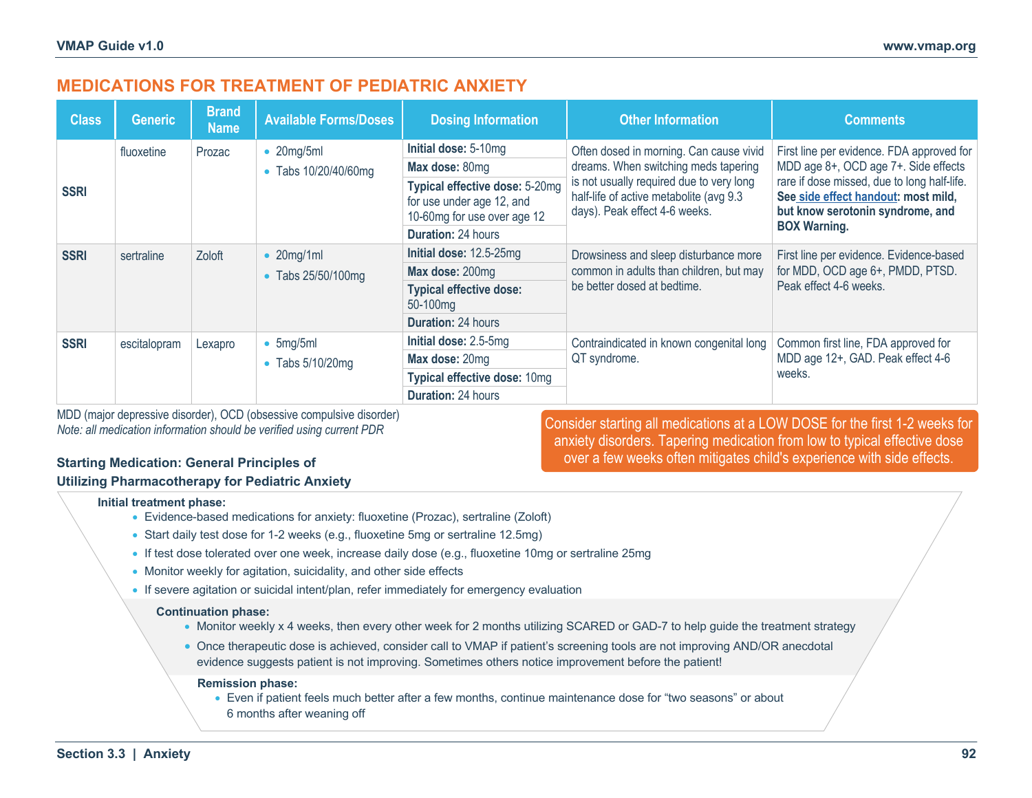## MEDICATIONS FOR TREATMENT OF PEDIATRIC ANXIETY

| Class | Generic | Brand Name | Available Forms/Doses | Dosing Information | Other Information | Comments |
|---|---|---|---|---|---|---|
| SSRI | fluoxetine | Prozac | • 20mg/5ml<br>• Tabs 10/20/40/60mg | **Initial dose:** 5-10mg<br>**Max dose:** 80mg<br>**Typical effective dose:** 5-20mg for use under age 12, and 10-60mg for use over age 12<br>**Duration:** 24 hours | Often dosed in morning. Can cause vivid dreams. When switching meds tapering is not usually required due to very long half-life of active metabolite (avg 9.3 days). Peak effect 4-6 weeks. | First line per evidence. FDA approved for MDD age 8+, OCD age 7+. Side effects rare if dose missed, due to long half-life. **See side effect handout: most mild, but know serotonin syndrome, and BOX Warning.** |
| SSRI | sertraline | Zoloft | • 20mg/1ml<br>• Tabs 25/50/100mg | **Initial dose:** 12.5-25mg<br>**Max dose:** 200mg<br>**Typical effective dose:** 50-100mg<br>**Duration:** 24 hours | Drowsiness and sleep disturbance more common in adults than children, but may be better dosed at bedtime. | First line per evidence. Evidence-based for MDD, OCD age 6+, PMDD, PTSD. Peak effect 4-6 weeks. |
| SSRI | escitalopram | Lexapro | • 5mg/5ml<br>• Tabs 5/10/20mg | **Initial dose:** 2.5-5mg<br>**Max dose:** 20mg<br>**Typical effective dose:** 10mg<br>**Duration:** 24 hours | Contraindicated in known congenital long QT syndrome. | Common first line, FDA approved for MDD age 12+, GAD. Peak effect 4-6 weeks. |

MDD (major depressive disorder), OCD (obsessive compulsive disorder)
*Note: all medication information should be verified using current PDR*

Consider starting all medications at a LOW DOSE for the first 1-2 weeks for anxiety disorders. Tapering medication from low to typical effective dose over a few weeks often mitigates child's experience with side effects.

### Starting Medication: General Principles of Utilizing Pharmacotherapy for Pediatric Anxiety

**Initial treatment phase:**

- Evidence-based medications for anxiety: fluoxetine (Prozac), sertraline (Zoloft)
- Start daily test dose for 1-2 weeks (e.g., fluoxetine 5mg or sertraline 12.5mg)
- If test dose tolerated over one week, increase daily dose (e.g., fluoxetine 10mg or sertraline 25mg
- Monitor weekly for agitation, suicidality, and other side effects
- If severe agitation or suicidal intent/plan, refer immediately for emergency evaluation

**Continuation phase:**

- Monitor weekly x 4 weeks, then every other week for 2 months utilizing SCARED or GAD-7 to help guide the treatment strategy
- Once therapeutic dose is achieved, consider call to VMAP if patient's screening tools are not improving AND/OR anecdotal evidence suggests patient is not improving. Sometimes others notice improvement before the patient!

**Remission phase:**

- Even if patient feels much better after a few months, continue maintenance dose for "two seasons" or about 6 months after weaning off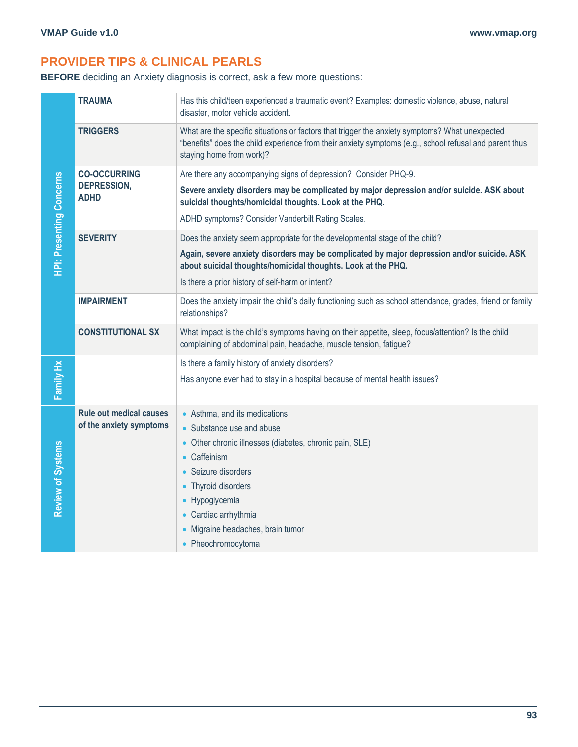## PROVIDER TIPS & CLINICAL PEARLS

**BEFORE** deciding an Anxiety diagnosis is correct, ask a few more questions:

| | | |
|---|---|---|
| **HPI: Presenting Concerns** | **TRAUMA** | Has this child/teen experienced a traumatic event? Examples: domestic violence, abuse, natural disaster, motor vehicle accident. |
| | **TRIGGERS** | What are the specific situations or factors that trigger the anxiety symptoms? What unexpected "benefits" does the child experience from their anxiety symptoms (e.g., school refusal and parent thus staying home from work)? |
| | **CO-OCCURRING DEPRESSION, ADHD** | Are there any accompanying signs of depression? Consider PHQ-9.<br>**Severe anxiety disorders may be complicated by major depression and/or suicide. ASK about suicidal thoughts/homicidal thoughts. Look at the PHQ.**<br>ADHD symptoms? Consider Vanderbilt Rating Scales. |
| | **SEVERITY** | Does the anxiety seem appropriate for the developmental stage of the child?<br>**Again, severe anxiety disorders may be complicated by major depression and/or suicide. ASK about suicidal thoughts/homicidal thoughts. Look at the PHQ.**<br>Is there a prior history of self-harm or intent? |
| | **IMPAIRMENT** | Does the anxiety impair the child's daily functioning such as school attendance, grades, friend or family relationships? |
| | **CONSTITUTIONAL SX** | What impact is the child's symptoms having on their appetite, sleep, focus/attention? Is the child complaining of abdominal pain, headache, muscle tension, fatigue? |
| **Family Hx** | | Is there a family history of anxiety disorders?<br>Has anyone ever had to stay in a hospital because of mental health issues? |
| **Review of Systems** | **Rule out medical causes of the anxiety symptoms** | • Asthma, and its medications<br>• Substance use and abuse<br>• Other chronic illnesses (diabetes, chronic pain, SLE)<br>• Caffeinism<br>• Seizure disorders<br>• Thyroid disorders<br>• Hypoglycemia<br>• Cardiac arrhythmia<br>• Migraine headaches, brain tumor<br>• Pheochromocytoma |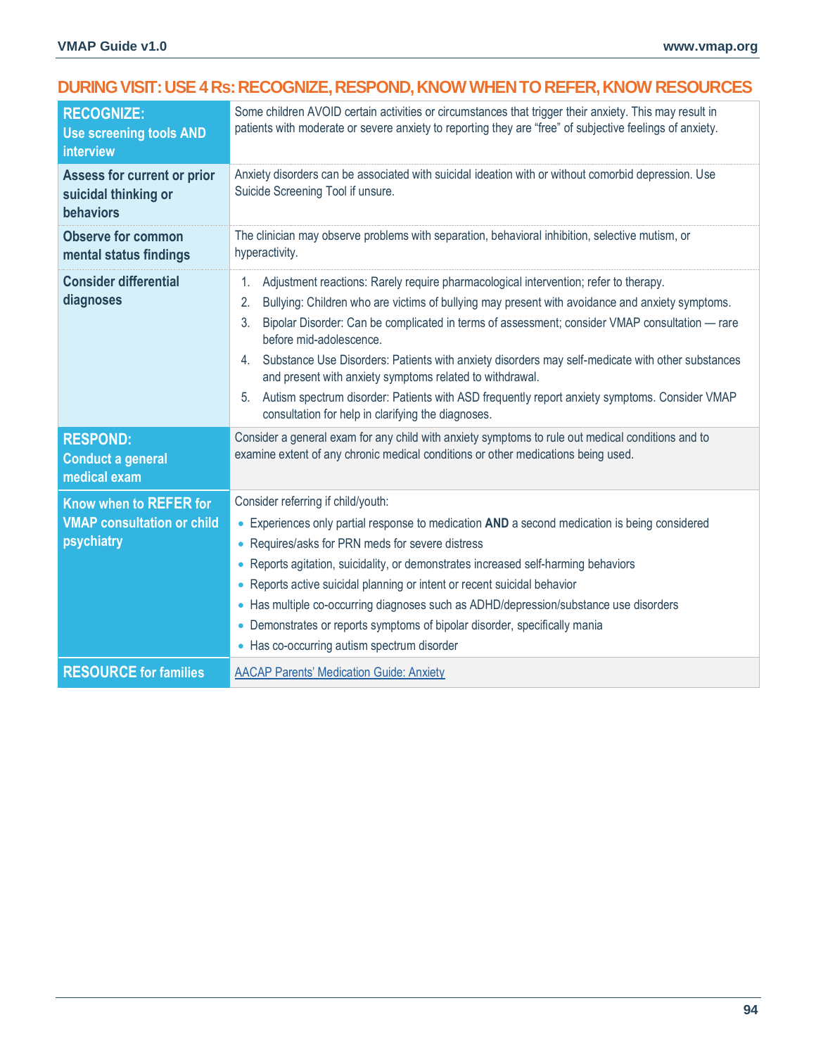## DURING VISIT: USE 4 Rs: RECOGNIZE, RESPOND, KNOW WHEN TO REFER, KNOW RESOURCES

| | |
|---|---|
| **RECOGNIZE: Use screening tools AND interview** | Some children AVOID certain activities or circumstances that trigger their anxiety. This may result in patients with moderate or severe anxiety to reporting they are "free" of subjective feelings of anxiety. |
| **Assess for current or prior suicidal thinking or behaviors** | Anxiety disorders can be associated with suicidal ideation with or without comorbid depression. Use Suicide Screening Tool if unsure. |
| **Observe for common mental status findings** | The clinician may observe problems with separation, behavioral inhibition, selective mutism, or hyperactivity. |
| **Consider differential diagnoses** | 1. Adjustment reactions: Rarely require pharmacological intervention; refer to therapy.<br>2. Bullying: Children who are victims of bullying may present with avoidance and anxiety symptoms.<br>3. Bipolar Disorder: Can be complicated in terms of assessment; consider VMAP consultation — rare before mid-adolescence.<br>4. Substance Use Disorders: Patients with anxiety disorders may self-medicate with other substances and present with anxiety symptoms related to withdrawal.<br>5. Autism spectrum disorder: Patients with ASD frequently report anxiety symptoms. Consider VMAP consultation for help in clarifying the diagnoses. |
| **RESPOND: Conduct a general medical exam** | Consider a general exam for any child with anxiety symptoms to rule out medical conditions and to examine extent of any chronic medical conditions or other medications being used. |
| **Know when to REFER for VMAP consultation or child psychiatry** | Consider referring if child/youth:<br>• Experiences only partial response to medication **AND** a second medication is being considered<br>• Requires/asks for PRN meds for severe distress<br>• Reports agitation, suicidality, or demonstrates increased self-harming behaviors<br>• Reports active suicidal planning or intent or recent suicidal behavior<br>• Has multiple co-occurring diagnoses such as ADHD/depression/substance use disorders<br>• Demonstrates or reports symptoms of bipolar disorder, specifically mania<br>• Has co-occurring autism spectrum disorder |
| **RESOURCE for families** | AACAP Parents' Medication Guide: Anxiety |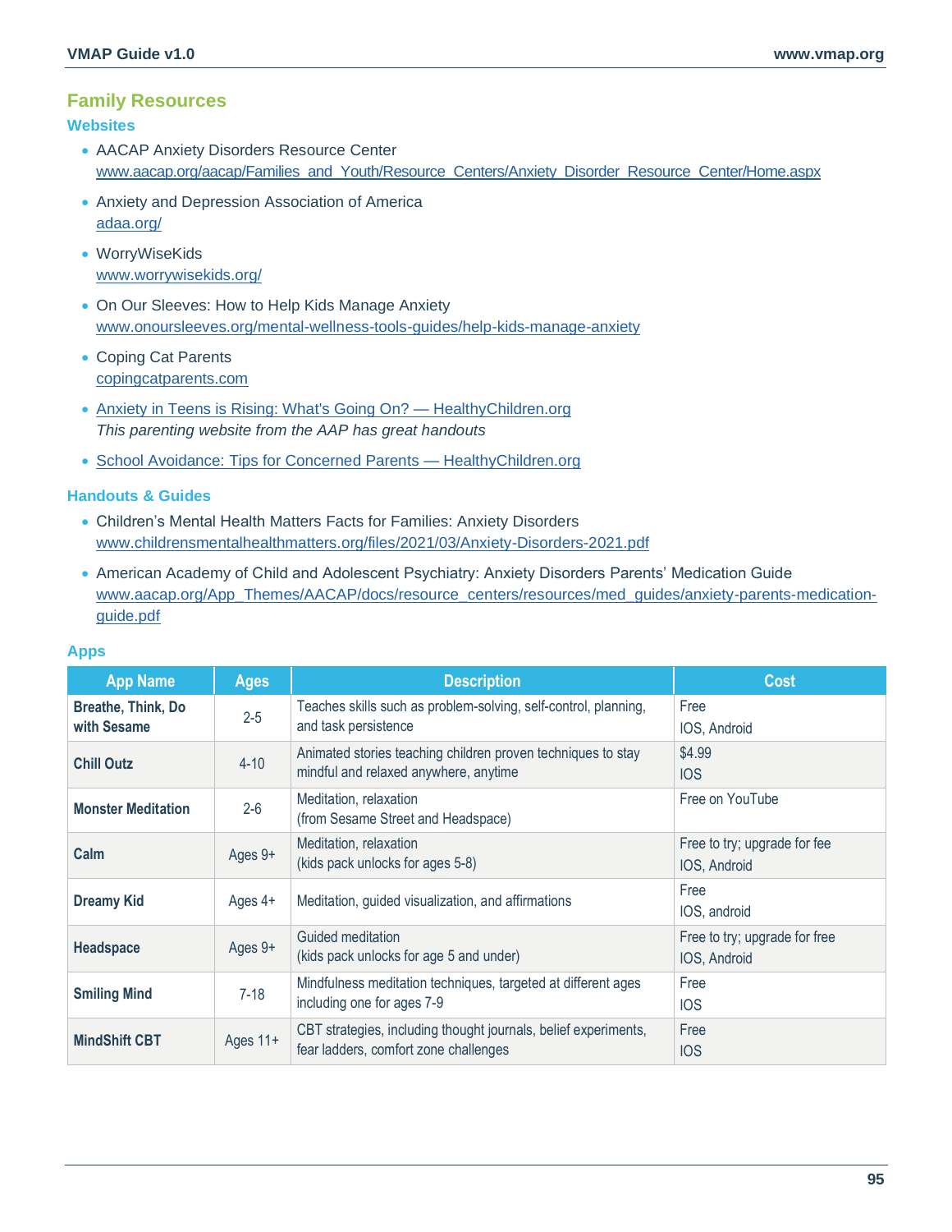## Family Resources

### Websites

- AACAP Anxiety Disorders Resource Center
  www.aacap.org/aacap/Families_and_Youth/Resource_Centers/Anxiety_Disorder_Resource_Center/Home.aspx
- Anxiety and Depression Association of America
  adaa.org/
- WorryWiseKids
  www.worrywisekids.org/
- On Our Sleeves: How to Help Kids Manage Anxiety
  www.onoursleeves.org/mental-wellness-tools-guides/help-kids-manage-anxiety
- Coping Cat Parents
  copingcatparents.com
- Anxiety in Teens is Rising: What's Going On? — HealthyChildren.org
  *This parenting website from the AAP has great handouts*
- School Avoidance: Tips for Concerned Parents — HealthyChildren.org

### Handouts & Guides

- Children's Mental Health Matters Facts for Families: Anxiety Disorders
  www.childrensmentalhealthmatters.org/files/2021/03/Anxiety-Disorders-2021.pdf
- American Academy of Child and Adolescent Psychiatry: Anxiety Disorders Parents' Medication Guide
  www.aacap.org/App_Themes/AACAP/docs/resource_centers/resources/med_guides/anxiety-parents-medication-guide.pdf

### Apps

| App Name | Ages | Description | Cost |
|---|---|---|---|
| **Breathe, Think, Do with Sesame** | 2-5 | Teaches skills such as problem-solving, self-control, planning, and task persistence | Free<br>IOS, Android |
| **Chill Outz** | 4-10 | Animated stories teaching children proven techniques to stay mindful and relaxed anywhere, anytime | $4.99<br>IOS |
| **Monster Meditation** | 2-6 | Meditation, relaxation<br>(from Sesame Street and Headspace) | Free on YouTube |
| **Calm** | Ages 9+ | Meditation, relaxation<br>(kids pack unlocks for ages 5-8) | Free to try; upgrade for fee<br>IOS, Android |
| **Dreamy Kid** | Ages 4+ | Meditation, guided visualization, and affirmations | Free<br>IOS, android |
| **Headspace** | Ages 9+ | Guided meditation<br>(kids pack unlocks for age 5 and under) | Free to try; upgrade for free<br>IOS, Android |
| **Smiling Mind** | 7-18 | Mindfulness meditation techniques, targeted at different ages including one for ages 7-9 | Free<br>IOS |
| **MindShift CBT** | Ages 11+ | CBT strategies, including thought journals, belief experiments, fear ladders, comfort zone challenges | Free<br>IOS |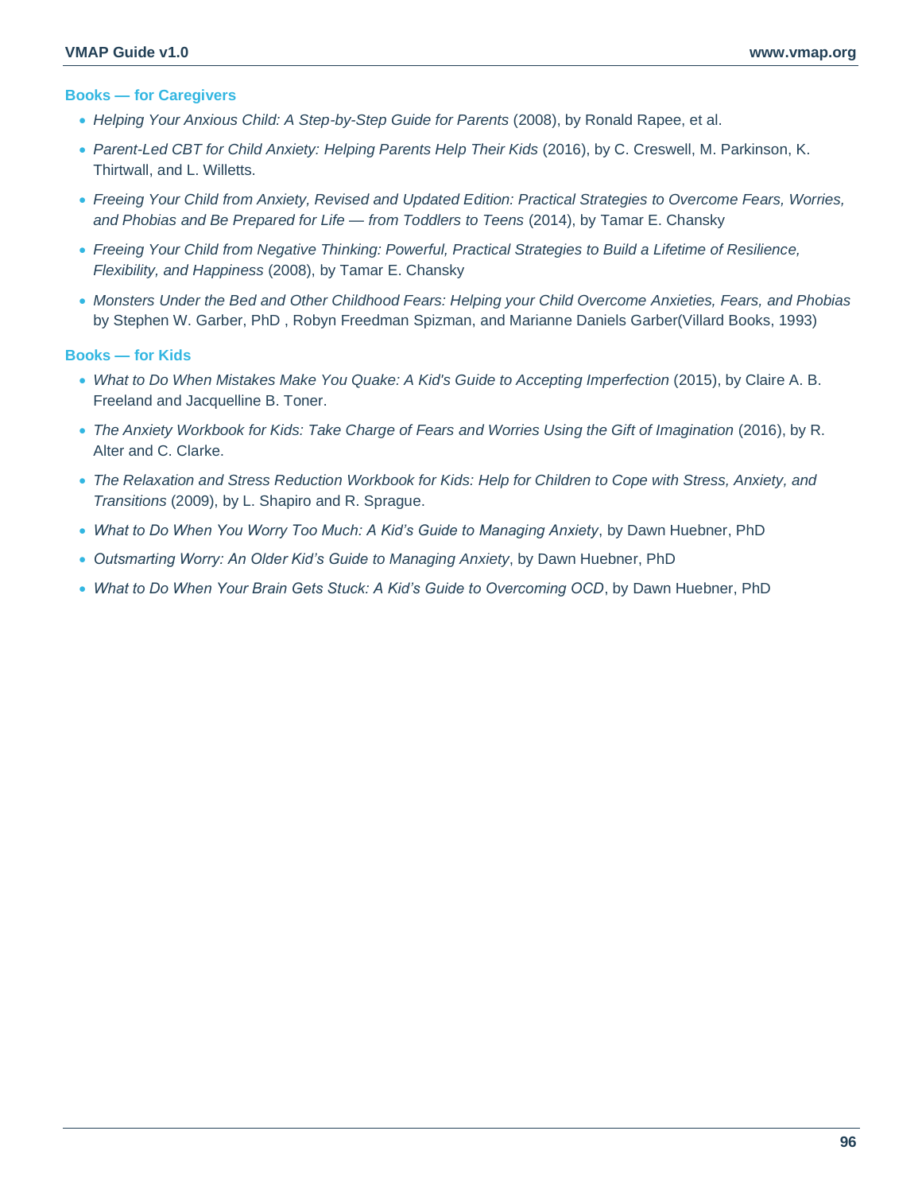### Books — for Caregivers

- *Helping Your Anxious Child: A Step-by-Step Guide for Parents* (2008), by Ronald Rapee, et al.
- *Parent-Led CBT for Child Anxiety: Helping Parents Help Their Kids* (2016), by C. Creswell, M. Parkinson, K. Thirtwall, and L. Willetts.
- *Freeing Your Child from Anxiety, Revised and Updated Edition: Practical Strategies to Overcome Fears, Worries, and Phobias and Be Prepared for Life — from Toddlers to Teens* (2014), by Tamar E. Chansky
- *Freeing Your Child from Negative Thinking: Powerful, Practical Strategies to Build a Lifetime of Resilience, Flexibility, and Happiness* (2008), by Tamar E. Chansky
- *Monsters Under the Bed and Other Childhood Fears: Helping your Child Overcome Anxieties, Fears, and Phobias* by Stephen W. Garber, PhD , Robyn Freedman Spizman, and Marianne Daniels Garber(Villard Books, 1993)

### Books — for Kids

- *What to Do When Mistakes Make You Quake: A Kid's Guide to Accepting Imperfection* (2015), by Claire A. B. Freeland and Jacquelline B. Toner.
- *The Anxiety Workbook for Kids: Take Charge of Fears and Worries Using the Gift of Imagination* (2016), by R. Alter and C. Clarke.
- *The Relaxation and Stress Reduction Workbook for Kids: Help for Children to Cope with Stress, Anxiety, and Transitions* (2009), by L. Shapiro and R. Sprague.
- *What to Do When You Worry Too Much: A Kid's Guide to Managing Anxiety*, by Dawn Huebner, PhD
- *Outsmarting Worry: An Older Kid's Guide to Managing Anxiety*, by Dawn Huebner, PhD
- *What to Do When Your Brain Gets Stuck: A Kid's Guide to Overcoming OCD*, by Dawn Huebner, PhD